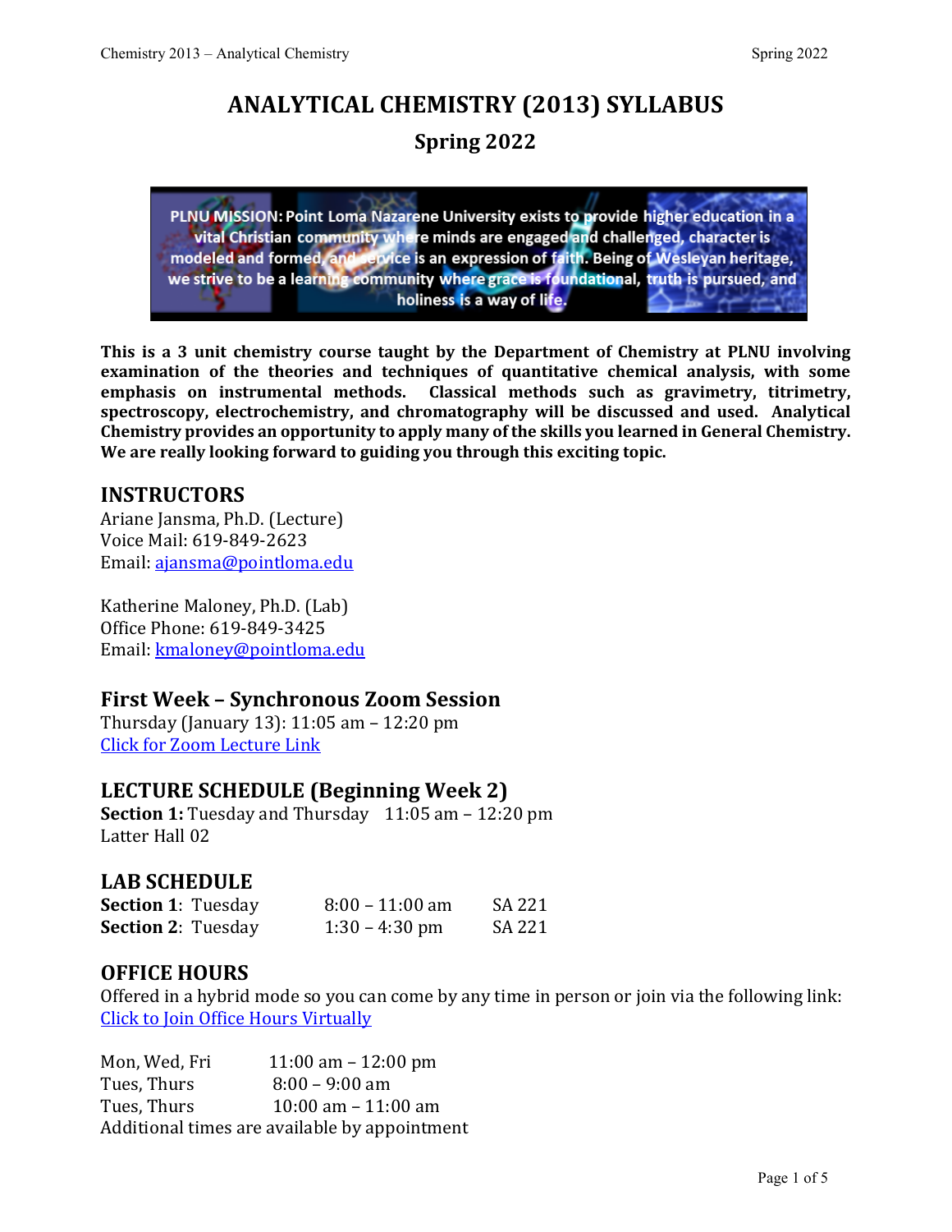# ANALYTICAL CHEMISTRY (2013) SYLLABUS

## Spring 2022

**PLNU MISSION:** Point Loma Nazarene University exists to provide higher education in a vital Christian community where minds are engaged and challenged, character is modeled and formed, and service is an expression of faith. Being of Wesleyan heritage, we strive to be a learning community where grace is foundational, truth is pursued, and holiness is a way of life.

**This is a 3 unit chemistry course taught by the Department of Chemistry at PLNU involving examination of the theories and techniques of quantitative chemical analysis, with some emphasis on instrumental methods. Classical methods such as gravimetry, titrimetry, spectroscopy, electrochemistry, and chromatography will be discussed and used. Analytical Chemistry provides an opportunity to apply many of the skills you learned in General Chemistry. We are really looking forward to guiding you through this exciting topic.**

## INSTRUCTORS

Ariane Jansma, Ph.D. (Lecture)
Voice Mail: 619-849-2623
Email: [ajansma@pointloma.edu](mailto:ajansma@pointloma.edu)

Katherine Maloney, Ph.D. (Lab)
Office Phone: 619-849-3425
Email: [kmaloney@pointloma.edu](mailto:kmaloney@pointloma.edu)

## First Week – Synchronous Zoom Session

Thursday (January 13): 11:05 am – 12:20 pm
Click for Zoom Lecture Link

## LECTURE SCHEDULE (Beginning Week 2)

**Section 1:** Tuesday and Thursday 11:05 am – 12:20 pm
Latter Hall 02

## LAB SCHEDULE

| | | | |
|---|---|---|---|
| **Section 1**: | Tuesday | 8:00 – 11:00 am | SA 221 |
| **Section 2**: | Tuesday | 1:30 – 4:30 pm | SA 221 |

## OFFICE HOURS

Offered in a hybrid mode so you can come by any time in person or join via the following link:
Click to Join Office Hours Virtually

| | |
|---|---|
| Mon, Wed, Fri | 11:00 am – 12:00 pm |
| Tues, Thurs | 8:00 – 9:00 am |
| Tues, Thurs | 10:00 am – 11:00 am |

Additional times are available by appointment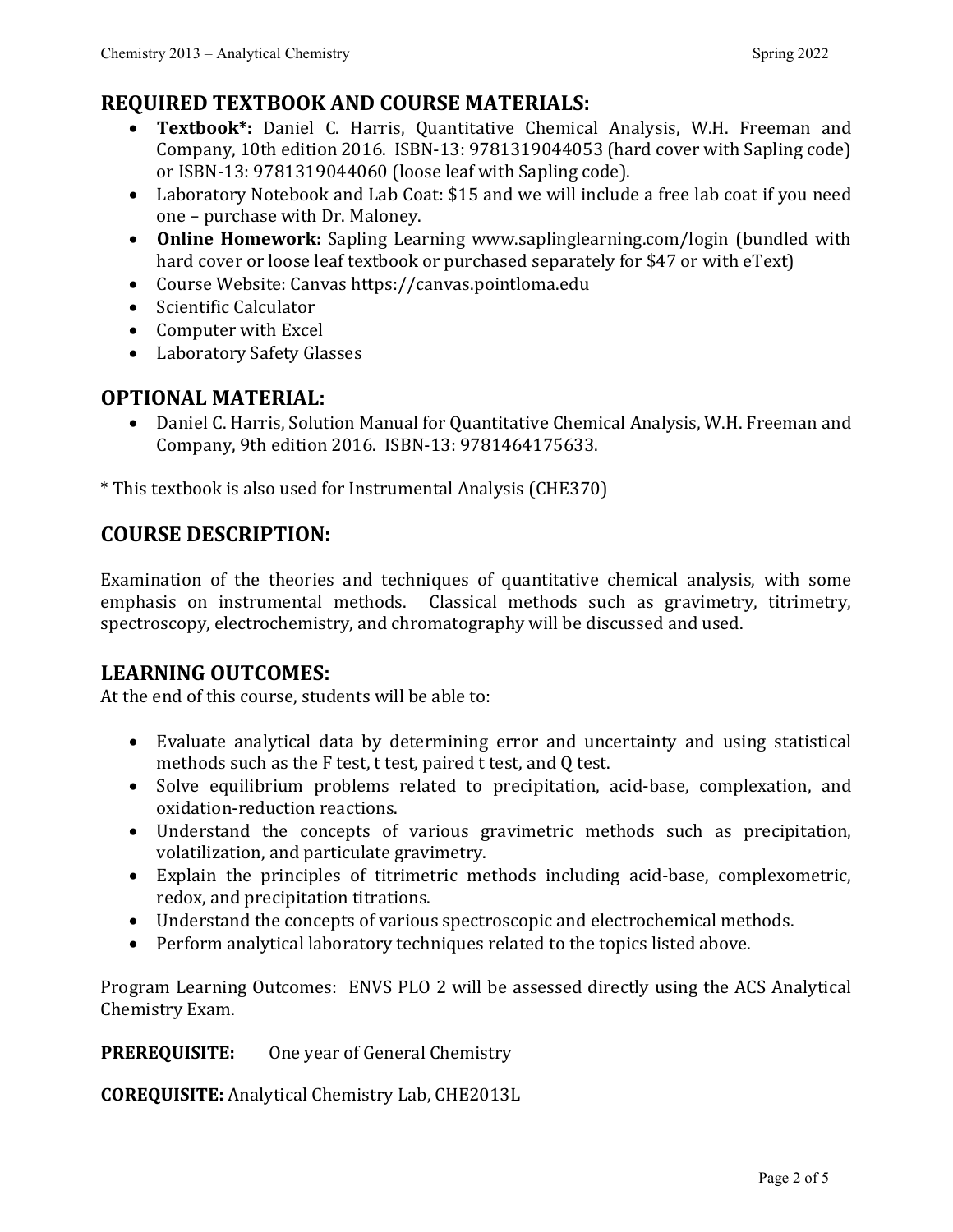## REQUIRED TEXTBOOK AND COURSE MATERIALS:

- **Textbook*:** Daniel C. Harris, Quantitative Chemical Analysis, W.H. Freeman and Company, 10th edition 2016. ISBN-13: 9781319044053 (hard cover with Sapling code) or ISBN-13: 9781319044060 (loose leaf with Sapling code).
- Laboratory Notebook and Lab Coat: $15 and we will include a free lab coat if you need one – purchase with Dr. Maloney.
- **Online Homework:** Sapling Learning www.saplinglearning.com/login (bundled with hard cover or loose leaf textbook or purchased separately for $47 or with eText)
- Course Website: Canvas https://canvas.pointloma.edu
- Scientific Calculator
- Computer with Excel
- Laboratory Safety Glasses

## OPTIONAL MATERIAL:

- Daniel C. Harris, Solution Manual for Quantitative Chemical Analysis, W.H. Freeman and Company, 9th edition 2016. ISBN-13: 9781464175633.

* This textbook is also used for Instrumental Analysis (CHE370)

## COURSE DESCRIPTION:

Examination of the theories and techniques of quantitative chemical analysis, with some emphasis on instrumental methods. Classical methods such as gravimetry, titrimetry, spectroscopy, electrochemistry, and chromatography will be discussed and used.

## LEARNING OUTCOMES:

At the end of this course, students will be able to:

- Evaluate analytical data by determining error and uncertainty and using statistical methods such as the F test, t test, paired t test, and Q test.
- Solve equilibrium problems related to precipitation, acid-base, complexation, and oxidation-reduction reactions.
- Understand the concepts of various gravimetric methods such as precipitation, volatilization, and particulate gravimetry.
- Explain the principles of titrimetric methods including acid-base, complexometric, redox, and precipitation titrations.
- Understand the concepts of various spectroscopic and electrochemical methods.
- Perform analytical laboratory techniques related to the topics listed above.

Program Learning Outcomes: ENVS PLO 2 will be assessed directly using the ACS Analytical Chemistry Exam.

**PREREQUISITE:** One year of General Chemistry

**COREQUISITE:** Analytical Chemistry Lab, CHE2013L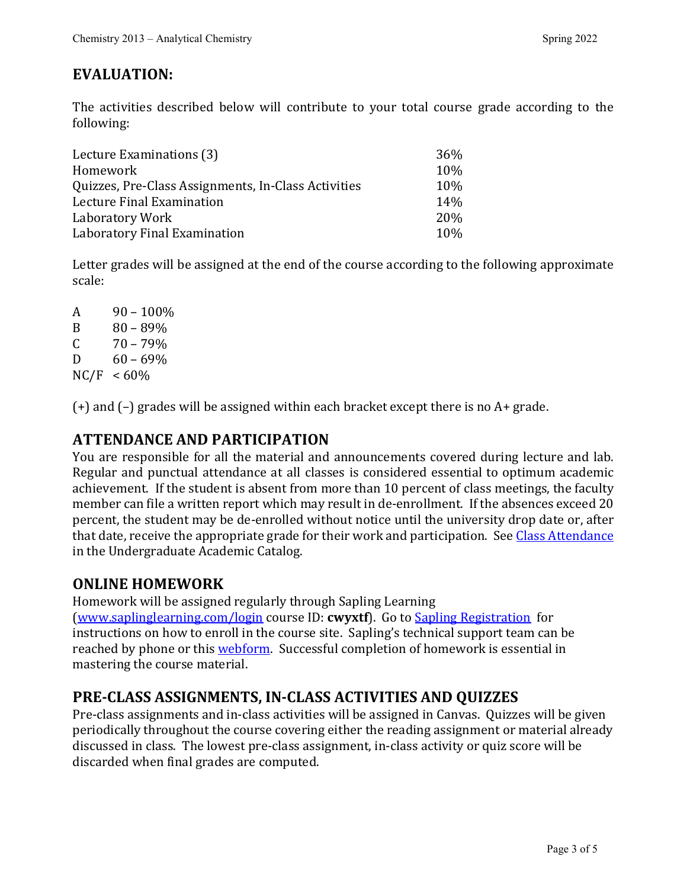## EVALUATION:

The activities described below will contribute to your total course grade according to the following:

| Activity | Weight |
| --- | --- |
| Lecture Examinations (3) | 36% |
| Homework | 10% |
| Quizzes, Pre-Class Assignments, In-Class Activities | 10% |
| Lecture Final Examination | 14% |
| Laboratory Work | 20% |
| Laboratory Final Examination | 10% |

Letter grades will be assigned at the end of the course according to the following approximate scale:

| Grade | Range |
| --- | --- |
| A | 90 – 100% |
| B | 80 – 89% |
| C | 70 – 79% |
| D | 60 – 69% |
| NC/F | < 60% |

(+) and (–) grades will be assigned within each bracket except there is no A+ grade.

## ATTENDANCE AND PARTICIPATION

You are responsible for all the material and announcements covered during lecture and lab. Regular and punctual attendance at all classes is considered essential to optimum academic achievement. If the student is absent from more than 10 percent of class meetings, the faculty member can file a written report which may result in de-enrollment. If the absences exceed 20 percent, the student may be de-enrolled without notice until the university drop date or, after that date, receive the appropriate grade for their work and participation. See Class Attendance in the Undergraduate Academic Catalog.

## ONLINE HOMEWORK

Homework will be assigned regularly through Sapling Learning (www.saplinglearning.com/login course ID: **cwyxtf**). Go to Sapling Registration for instructions on how to enroll in the course site. Sapling's technical support team can be reached by phone or this webform. Successful completion of homework is essential in mastering the course material.

## PRE-CLASS ASSIGNMENTS, IN-CLASS ACTIVITIES AND QUIZZES

Pre-class assignments and in-class activities will be assigned in Canvas. Quizzes will be given periodically throughout the course covering either the reading assignment or material already discussed in class. The lowest pre-class assignment, in-class activity or quiz score will be discarded when final grades are computed.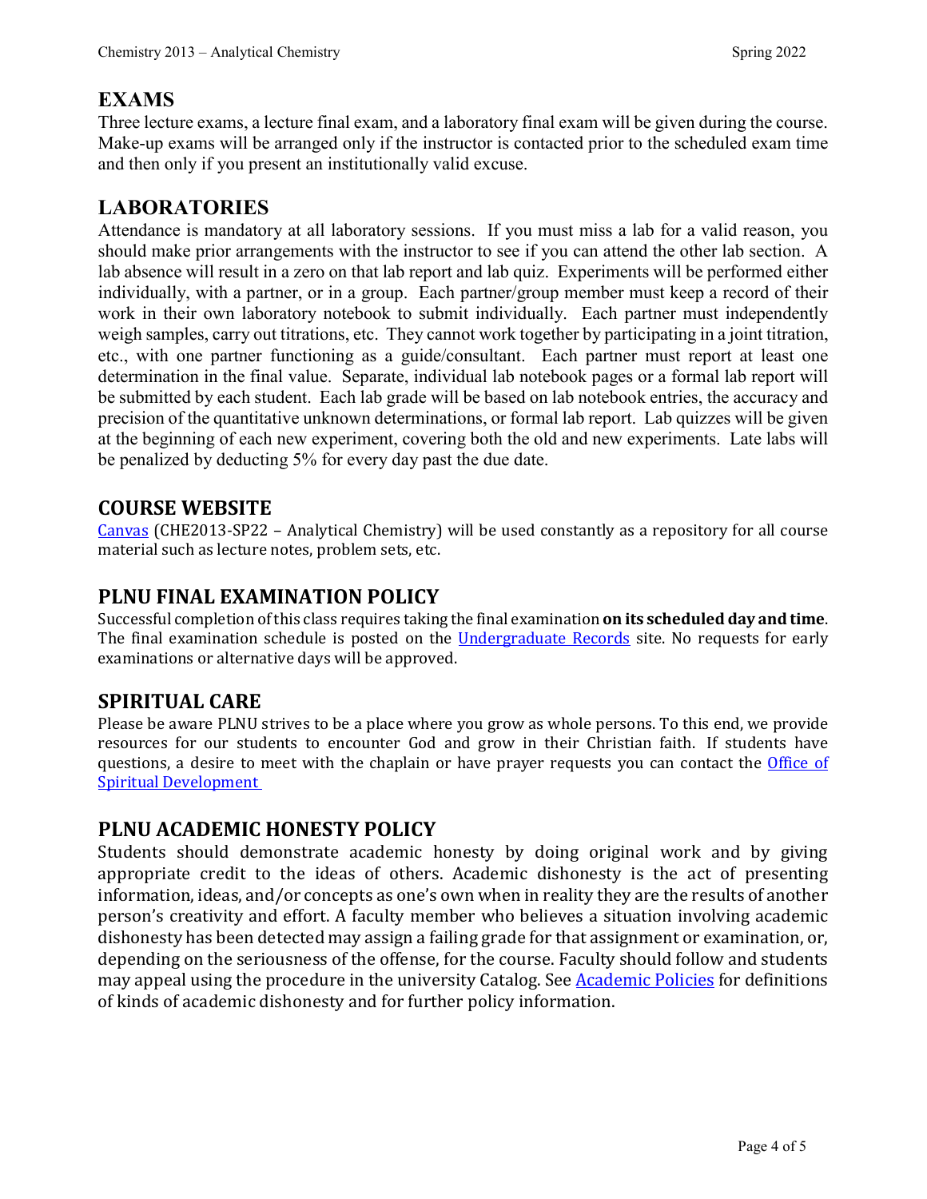## EXAMS

Three lecture exams, a lecture final exam, and a laboratory final exam will be given during the course. Make-up exams will be arranged only if the instructor is contacted prior to the scheduled exam time and then only if you present an institutionally valid excuse.

## LABORATORIES

Attendance is mandatory at all laboratory sessions. If you must miss a lab for a valid reason, you should make prior arrangements with the instructor to see if you can attend the other lab section. A lab absence will result in a zero on that lab report and lab quiz. Experiments will be performed either individually, with a partner, or in a group. Each partner/group member must keep a record of their work in their own laboratory notebook to submit individually. Each partner must independently weigh samples, carry out titrations, etc. They cannot work together by participating in a joint titration, etc., with one partner functioning as a guide/consultant. Each partner must report at least one determination in the final value. Separate, individual lab notebook pages or a formal lab report will be submitted by each student. Each lab grade will be based on lab notebook entries, the accuracy and precision of the quantitative unknown determinations, or formal lab report. Lab quizzes will be given at the beginning of each new experiment, covering both the old and new experiments. Late labs will be penalized by deducting 5% for every day past the due date.

## COURSE WEBSITE

Canvas (CHE2013-SP22 – Analytical Chemistry) will be used constantly as a repository for all course material such as lecture notes, problem sets, etc.

## PLNU FINAL EXAMINATION POLICY

Successful completion of this class requires taking the final examination **on its scheduled day and time**. The final examination schedule is posted on the Undergraduate Records site. No requests for early examinations or alternative days will be approved.

## SPIRITUAL CARE

Please be aware PLNU strives to be a place where you grow as whole persons. To this end, we provide resources for our students to encounter God and grow in their Christian faith. If students have questions, a desire to meet with the chaplain or have prayer requests you can contact the Office of Spiritual Development

## PLNU ACADEMIC HONESTY POLICY

Students should demonstrate academic honesty by doing original work and by giving appropriate credit to the ideas of others. Academic dishonesty is the act of presenting information, ideas, and/or concepts as one's own when in reality they are the results of another person's creativity and effort. A faculty member who believes a situation involving academic dishonesty has been detected may assign a failing grade for that assignment or examination, or, depending on the seriousness of the offense, for the course. Faculty should follow and students may appeal using the procedure in the university Catalog. See Academic Policies for definitions of kinds of academic dishonesty and for further policy information.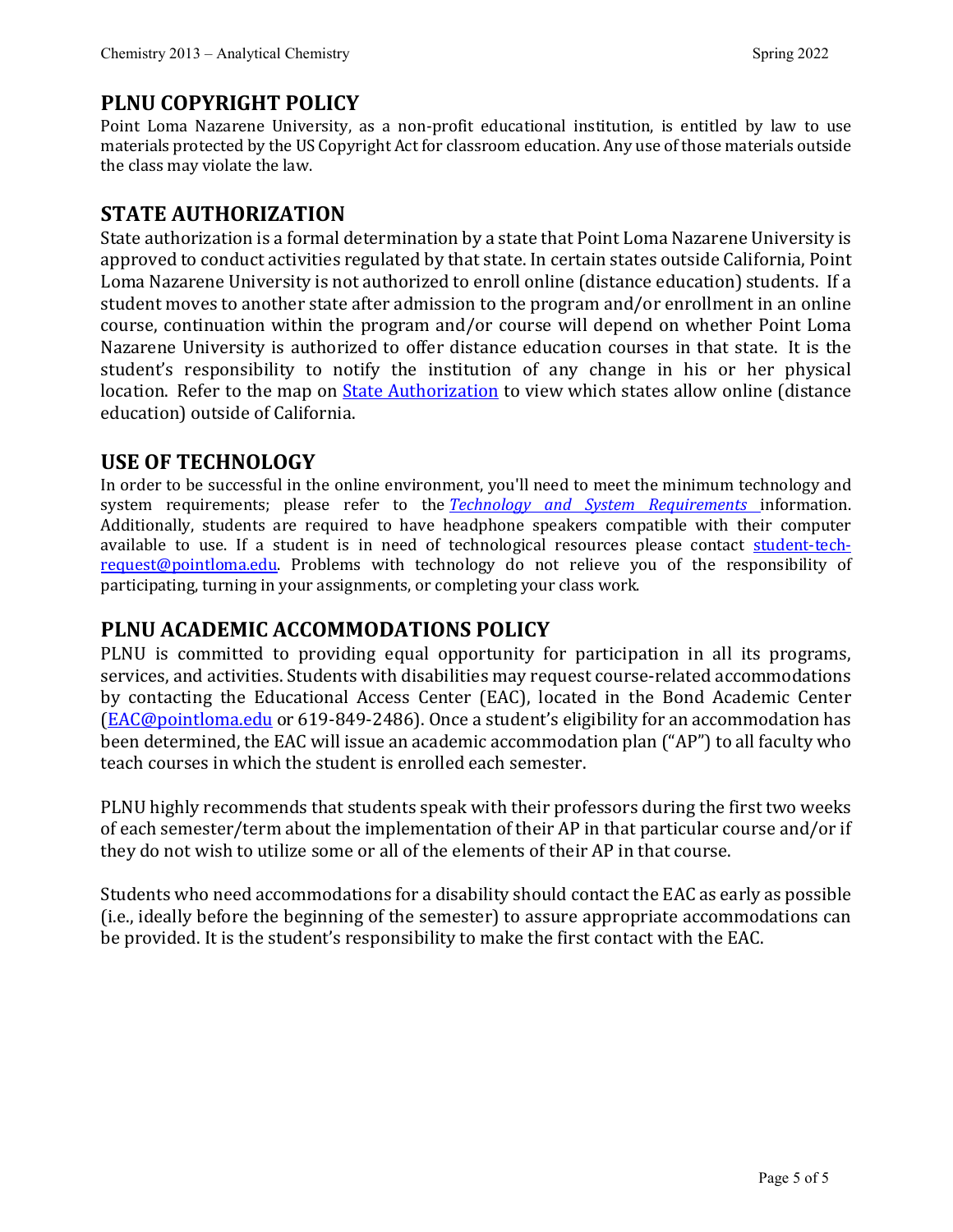## PLNU COPYRIGHT POLICY

Point Loma Nazarene University, as a non-profit educational institution, is entitled by law to use materials protected by the US Copyright Act for classroom education. Any use of those materials outside the class may violate the law.

## STATE AUTHORIZATION

State authorization is a formal determination by a state that Point Loma Nazarene University is approved to conduct activities regulated by that state. In certain states outside California, Point Loma Nazarene University is not authorized to enroll online (distance education) students. If a student moves to another state after admission to the program and/or enrollment in an online course, continuation within the program and/or course will depend on whether Point Loma Nazarene University is authorized to offer distance education courses in that state. It is the student's responsibility to notify the institution of any change in his or her physical location. Refer to the map on State Authorization to view which states allow online (distance education) outside of California.

## USE OF TECHNOLOGY

In order to be successful in the online environment, you'll need to meet the minimum technology and system requirements; please refer to the *Technology and System Requirements* information. Additionally, students are required to have headphone speakers compatible with their computer available to use. If a student is in need of technological resources please contact student-tech-request@pointloma.edu. Problems with technology do not relieve you of the responsibility of participating, turning in your assignments, or completing your class work.

## PLNU ACADEMIC ACCOMMODATIONS POLICY

PLNU is committed to providing equal opportunity for participation in all its programs, services, and activities. Students with disabilities may request course-related accommodations by contacting the Educational Access Center (EAC), located in the Bond Academic Center (EAC@pointloma.edu or 619-849-2486). Once a student's eligibility for an accommodation has been determined, the EAC will issue an academic accommodation plan ("AP") to all faculty who teach courses in which the student is enrolled each semester.

PLNU highly recommends that students speak with their professors during the first two weeks of each semester/term about the implementation of their AP in that particular course and/or if they do not wish to utilize some or all of the elements of their AP in that course.

Students who need accommodations for a disability should contact the EAC as early as possible (i.e., ideally before the beginning of the semester) to assure appropriate accommodations can be provided. It is the student's responsibility to make the first contact with the EAC.